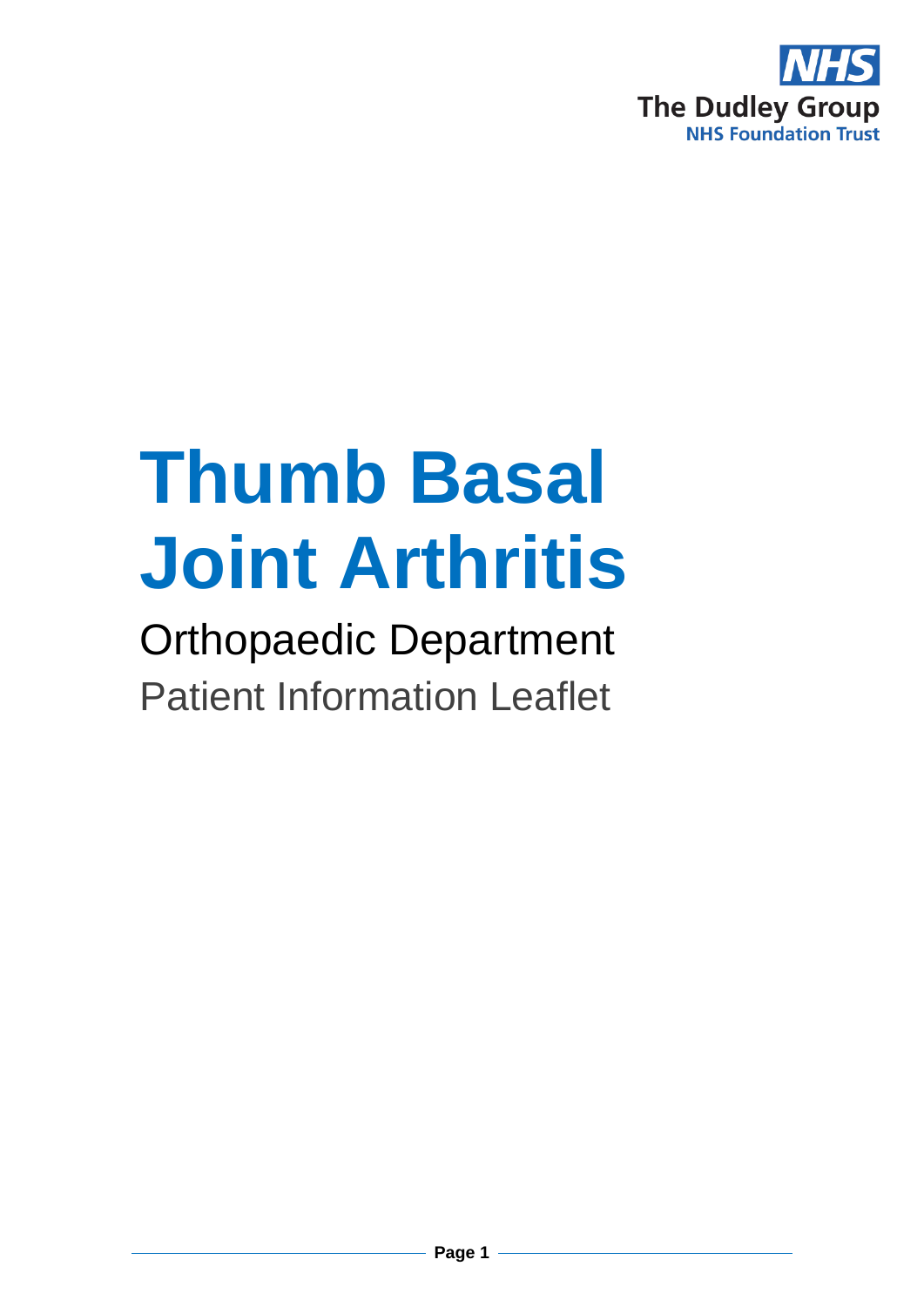The Dudley Group
NHS Foundation Trust

# Thumb Basal Joint Arthritis

## Orthopaedic Department

Patient Information Leaflet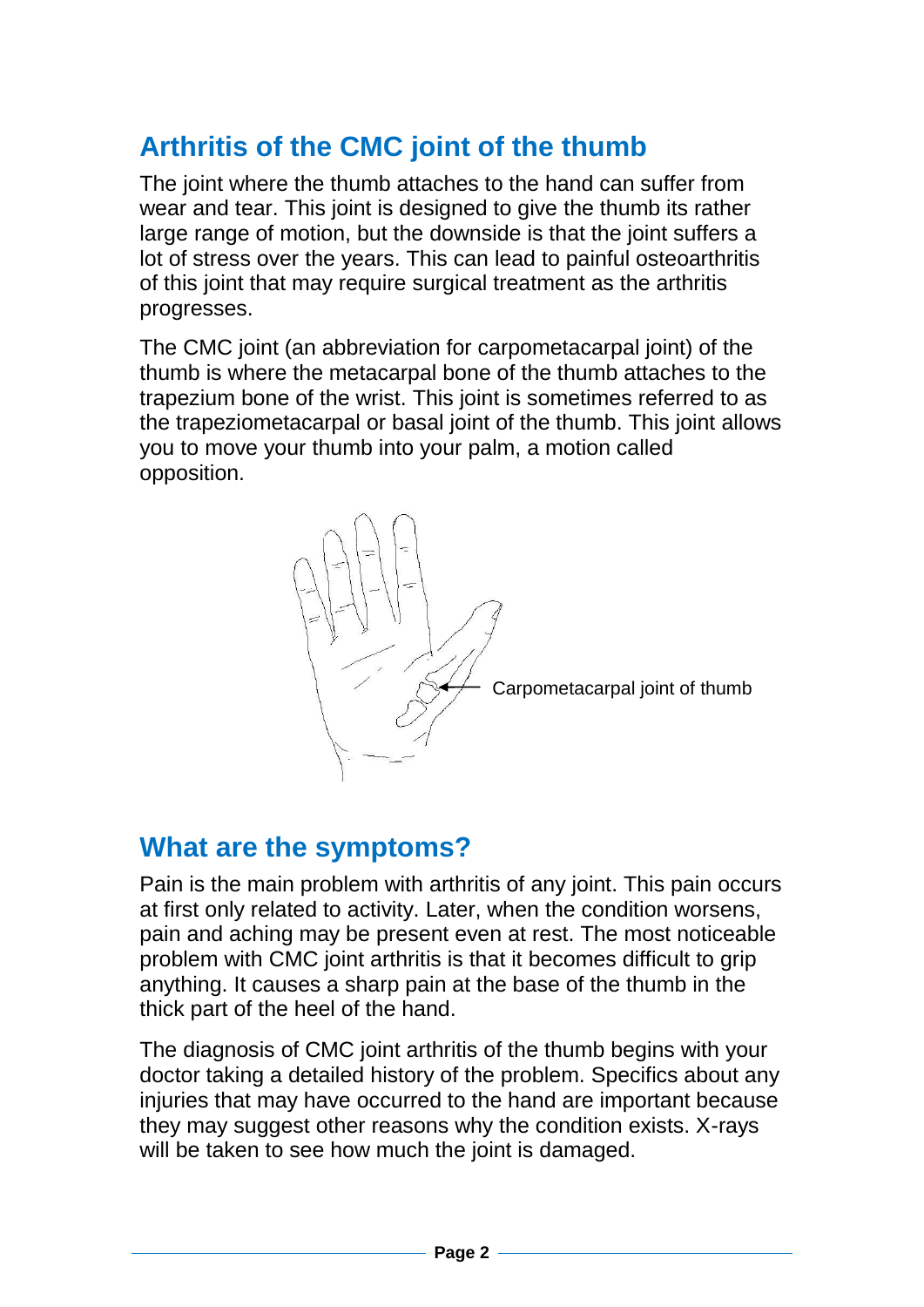## Arthritis of the CMC joint of the thumb

The joint where the thumb attaches to the hand can suffer from wear and tear. This joint is designed to give the thumb its rather large range of motion, but the downside is that the joint suffers a lot of stress over the years. This can lead to painful osteoarthritis of this joint that may require surgical treatment as the arthritis progresses.

The CMC joint (an abbreviation for carpometacarpal joint) of the thumb is where the metacarpal bone of the thumb attaches to the trapezium bone of the wrist. This joint is sometimes referred to as the trapeziometacarpal or basal joint of the thumb. This joint allows you to move your thumb into your palm, a motion called opposition.

Carpometacarpal joint of thumb

## What are the symptoms?

Pain is the main problem with arthritis of any joint. This pain occurs at first only related to activity. Later, when the condition worsens, pain and aching may be present even at rest. The most noticeable problem with CMC joint arthritis is that it becomes difficult to grip anything. It causes a sharp pain at the base of the thumb in the thick part of the heel of the hand.

The diagnosis of CMC joint arthritis of the thumb begins with your doctor taking a detailed history of the problem. Specifics about any injuries that may have occurred to the hand are important because they may suggest other reasons why the condition exists. X-rays will be taken to see how much the joint is damaged.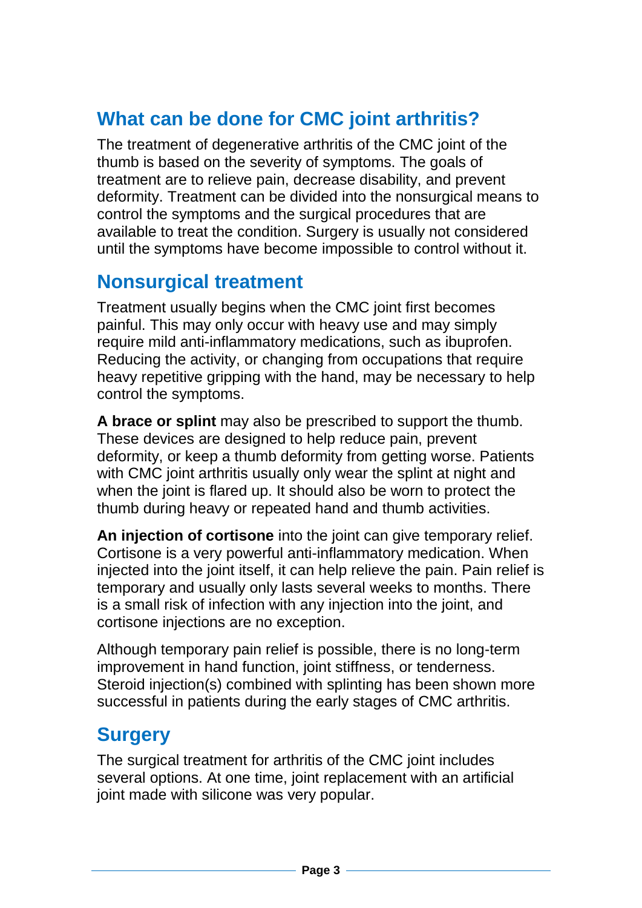## What can be done for CMC joint arthritis?

The treatment of degenerative arthritis of the CMC joint of the thumb is based on the severity of symptoms. The goals of treatment are to relieve pain, decrease disability, and prevent deformity. Treatment can be divided into the nonsurgical means to control the symptoms and the surgical procedures that are available to treat the condition. Surgery is usually not considered until the symptoms have become impossible to control without it.

## Nonsurgical treatment

Treatment usually begins when the CMC joint first becomes painful. This may only occur with heavy use and may simply require mild anti-inflammatory medications, such as ibuprofen. Reducing the activity, or changing from occupations that require heavy repetitive gripping with the hand, may be necessary to help control the symptoms.

**A brace or splint** may also be prescribed to support the thumb. These devices are designed to help reduce pain, prevent deformity, or keep a thumb deformity from getting worse. Patients with CMC joint arthritis usually only wear the splint at night and when the joint is flared up. It should also be worn to protect the thumb during heavy or repeated hand and thumb activities.

**An injection of cortisone** into the joint can give temporary relief. Cortisone is a very powerful anti-inflammatory medication. When injected into the joint itself, it can help relieve the pain. Pain relief is temporary and usually only lasts several weeks to months. There is a small risk of infection with any injection into the joint, and cortisone injections are no exception.

Although temporary pain relief is possible, there is no long-term improvement in hand function, joint stiffness, or tenderness. Steroid injection(s) combined with splinting has been shown more successful in patients during the early stages of CMC arthritis.

## Surgery

The surgical treatment for arthritis of the CMC joint includes several options. At one time, joint replacement with an artificial joint made with silicone was very popular.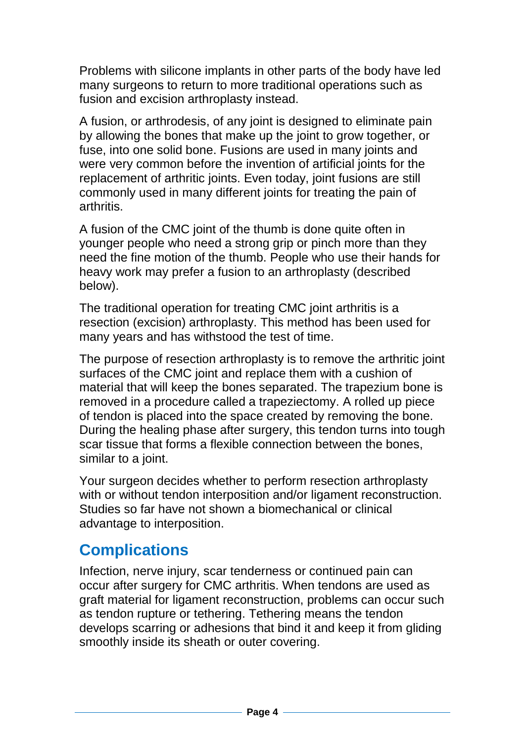Problems with silicone implants in other parts of the body have led many surgeons to return to more traditional operations such as fusion and excision arthroplasty instead.

A fusion, or arthrodesis, of any joint is designed to eliminate pain by allowing the bones that make up the joint to grow together, or fuse, into one solid bone. Fusions are used in many joints and were very common before the invention of artificial joints for the replacement of arthritic joints. Even today, joint fusions are still commonly used in many different joints for treating the pain of arthritis.

A fusion of the CMC joint of the thumb is done quite often in younger people who need a strong grip or pinch more than they need the fine motion of the thumb. People who use their hands for heavy work may prefer a fusion to an arthroplasty (described below).

The traditional operation for treating CMC joint arthritis is a resection (excision) arthroplasty. This method has been used for many years and has withstood the test of time.

The purpose of resection arthroplasty is to remove the arthritic joint surfaces of the CMC joint and replace them with a cushion of material that will keep the bones separated. The trapezium bone is removed in a procedure called a trapeziectomy. A rolled up piece of tendon is placed into the space created by removing the bone. During the healing phase after surgery, this tendon turns into tough scar tissue that forms a flexible connection between the bones, similar to a joint.

Your surgeon decides whether to perform resection arthroplasty with or without tendon interposition and/or ligament reconstruction. Studies so far have not shown a biomechanical or clinical advantage to interposition.

## Complications

Infection, nerve injury, scar tenderness or continued pain can occur after surgery for CMC arthritis. When tendons are used as graft material for ligament reconstruction, problems can occur such as tendon rupture or tethering. Tethering means the tendon develops scarring or adhesions that bind it and keep it from gliding smoothly inside its sheath or outer covering.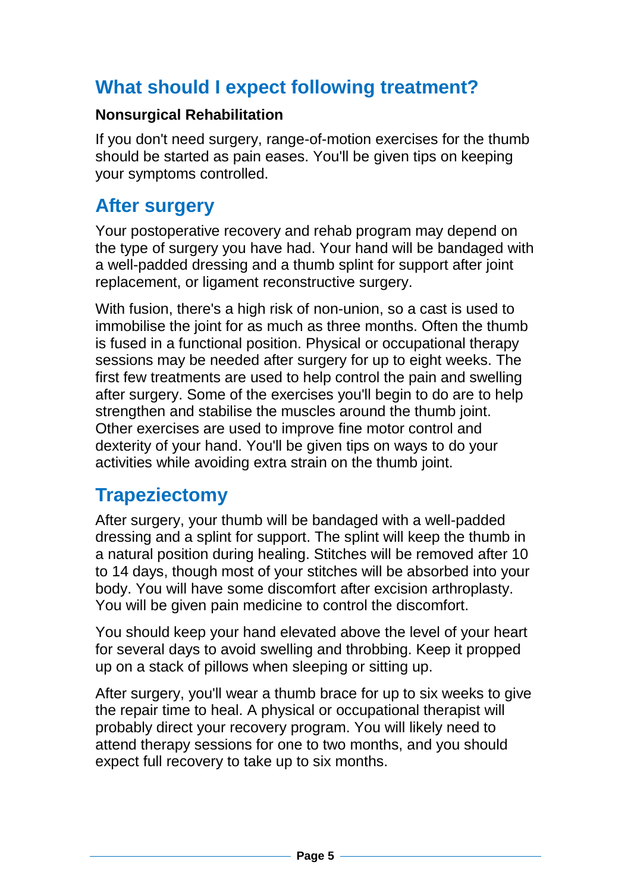## What should I expect following treatment?

**Nonsurgical Rehabilitation**

If you don't need surgery, range-of-motion exercises for the thumb should be started as pain eases. You'll be given tips on keeping your symptoms controlled.

## After surgery

Your postoperative recovery and rehab program may depend on the type of surgery you have had. Your hand will be bandaged with a well-padded dressing and a thumb splint for support after joint replacement, or ligament reconstructive surgery.

With fusion, there's a high risk of non-union, so a cast is used to immobilise the joint for as much as three months. Often the thumb is fused in a functional position. Physical or occupational therapy sessions may be needed after surgery for up to eight weeks. The first few treatments are used to help control the pain and swelling after surgery. Some of the exercises you'll begin to do are to help strengthen and stabilise the muscles around the thumb joint. Other exercises are used to improve fine motor control and dexterity of your hand. You'll be given tips on ways to do your activities while avoiding extra strain on the thumb joint.

## Trapeziectomy

After surgery, your thumb will be bandaged with a well-padded dressing and a splint for support. The splint will keep the thumb in a natural position during healing. Stitches will be removed after 10 to 14 days, though most of your stitches will be absorbed into your body. You will have some discomfort after excision arthroplasty. You will be given pain medicine to control the discomfort.

You should keep your hand elevated above the level of your heart for several days to avoid swelling and throbbing. Keep it propped up on a stack of pillows when sleeping or sitting up.

After surgery, you'll wear a thumb brace for up to six weeks to give the repair time to heal. A physical or occupational therapist will probably direct your recovery program. You will likely need to attend therapy sessions for one to two months, and you should expect full recovery to take up to six months.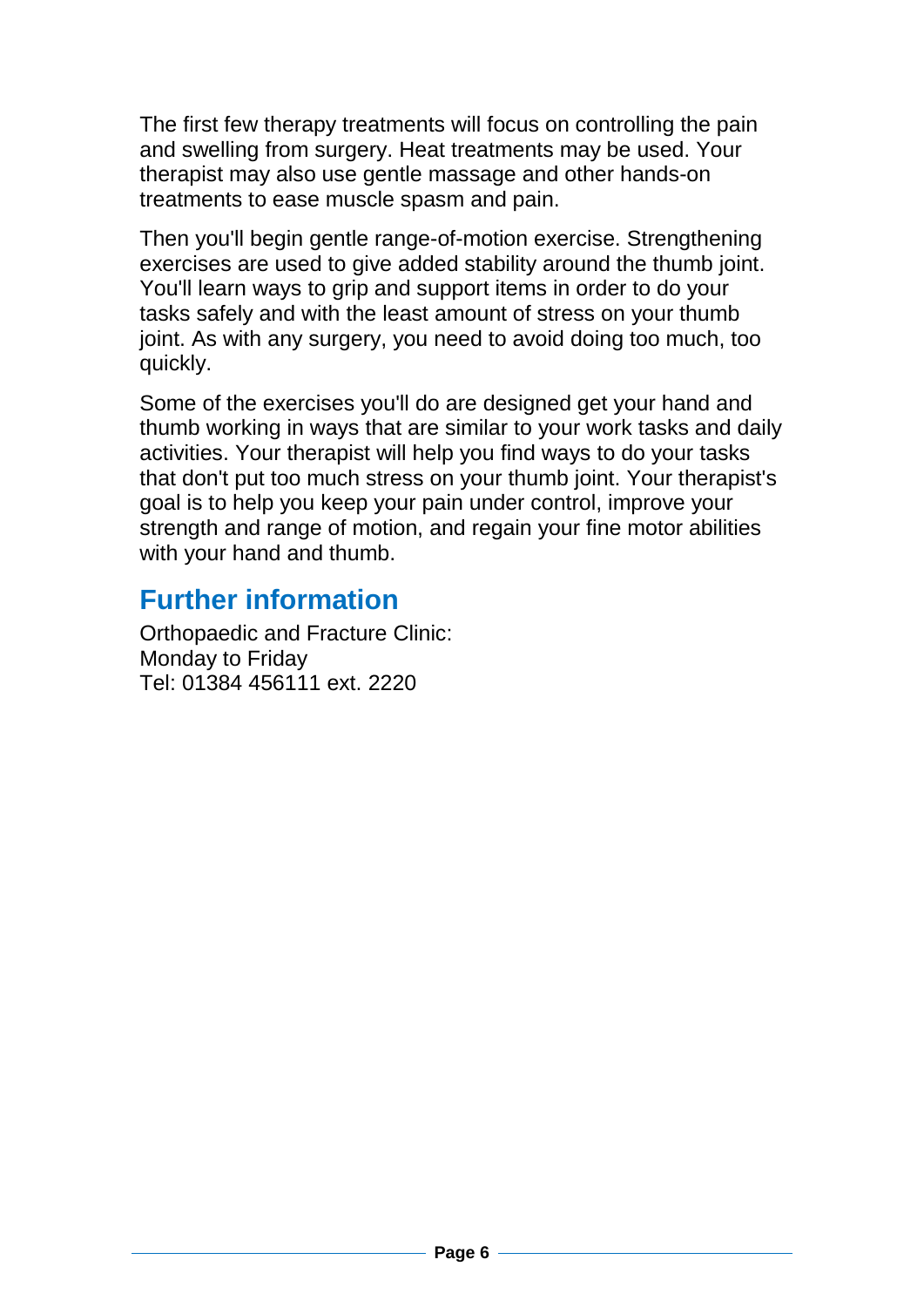The first few therapy treatments will focus on controlling the pain and swelling from surgery. Heat treatments may be used. Your therapist may also use gentle massage and other hands-on treatments to ease muscle spasm and pain.

Then you'll begin gentle range-of-motion exercise. Strengthening exercises are used to give added stability around the thumb joint. You'll learn ways to grip and support items in order to do your tasks safely and with the least amount of stress on your thumb joint. As with any surgery, you need to avoid doing too much, too quickly.

Some of the exercises you'll do are designed get your hand and thumb working in ways that are similar to your work tasks and daily activities. Your therapist will help you find ways to do your tasks that don't put too much stress on your thumb joint. Your therapist's goal is to help you keep your pain under control, improve your strength and range of motion, and regain your fine motor abilities with your hand and thumb.

## Further information

Orthopaedic and Fracture Clinic:
Monday to Friday
Tel: 01384 456111 ext. 2220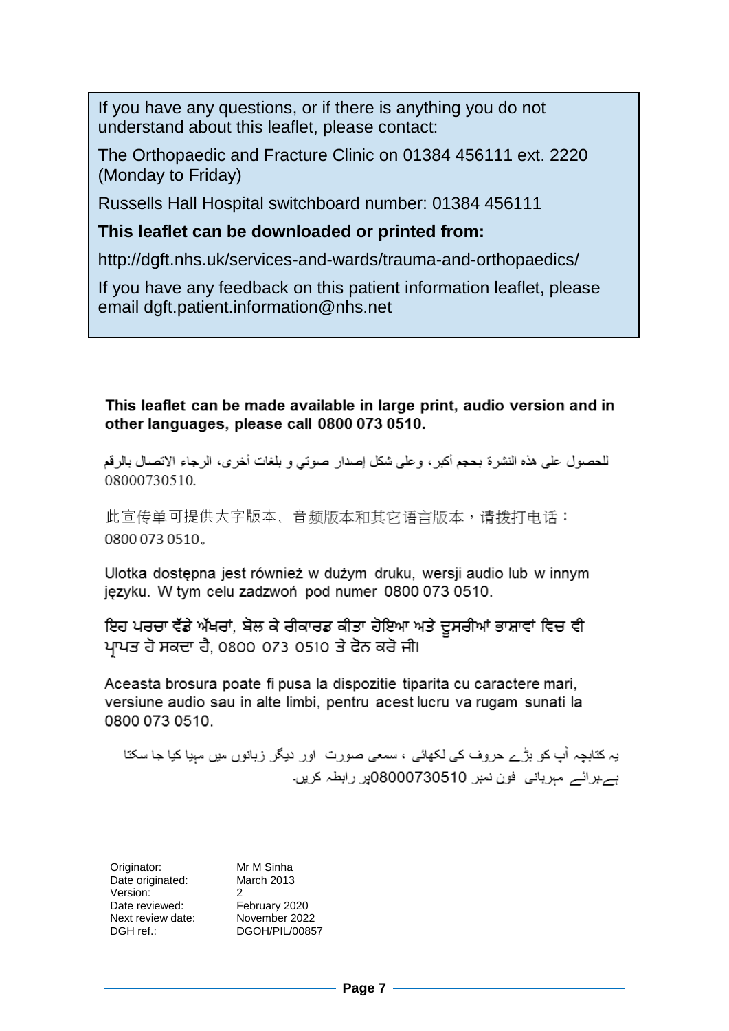If you have any questions, or if there is anything you do not understand about this leaflet, please contact:

The Orthopaedic and Fracture Clinic on 01384 456111 ext. 2220 (Monday to Friday)

Russells Hall Hospital switchboard number: 01384 456111

**This leaflet can be downloaded or printed from:**

http://dgft.nhs.uk/services-and-wards/trauma-and-orthopaedics/

If you have any feedback on this patient information leaflet, please email dgft.patient.information@nhs.net

**This leaflet can be made available in large print, audio version and in other languages, please call 0800 073 0510.**

للحصول على هذه النشرة بحجم أكبر، وعلى شكل إصدار صوتي و بلغات أخرى، الرجاء الاتصال بالرقم 08000730510.

此宣传单可提供大字版本、音频版本和其它语言版本，请拨打电话：0800 073 0510。

Ulotka dostępna jest również w dużym druku, wersji audio lub w innym języku. W tym celu zadzwoń pod numer 0800 073 0510.

ਇਹ ਪਰਚਾ ਵੱਡੇ ਅੱਖਰਾਂ, ਬੋਲ ਕੇ ਰੀਕਾਰਡ ਕੀਤਾ ਹੋਇਆ ਅਤੇ ਦੂਸਰੀਆਂ ਭਾਸ਼ਾਵਾਂ ਵਿਚ ਵੀ ਪ੍ਰਾਪਤ ਹੋ ਸਕਦਾ ਹੈ, 0800 073 0510 ਤੇ ਫੋਨ ਕਰੋ ਜੀ।

Aceasta brosura poate fi pusa la dispozitie tiparita cu caractere mari, versiune audio sau in alte limbi, pentru acest lucru va rugam sunati la 0800 073 0510.

یہ کتابچہ آپ کو بڑے حروف کی لکھائی ، سمعی صورت اور دیگر زبانوں میں مہیا کیا جا سکتا ہے۔برائے مہربانی فون نمبر 08000730510پر رابطہ کریں۔

| | |
|---|---|
| Originator: | Mr M Sinha |
| Date originated: | March 2013 |
| Version: | 2 |
| Date reviewed: | February 2020 |
| Next review date: | November 2022 |
| DGH ref.: | DGOH/PIL/00857 |